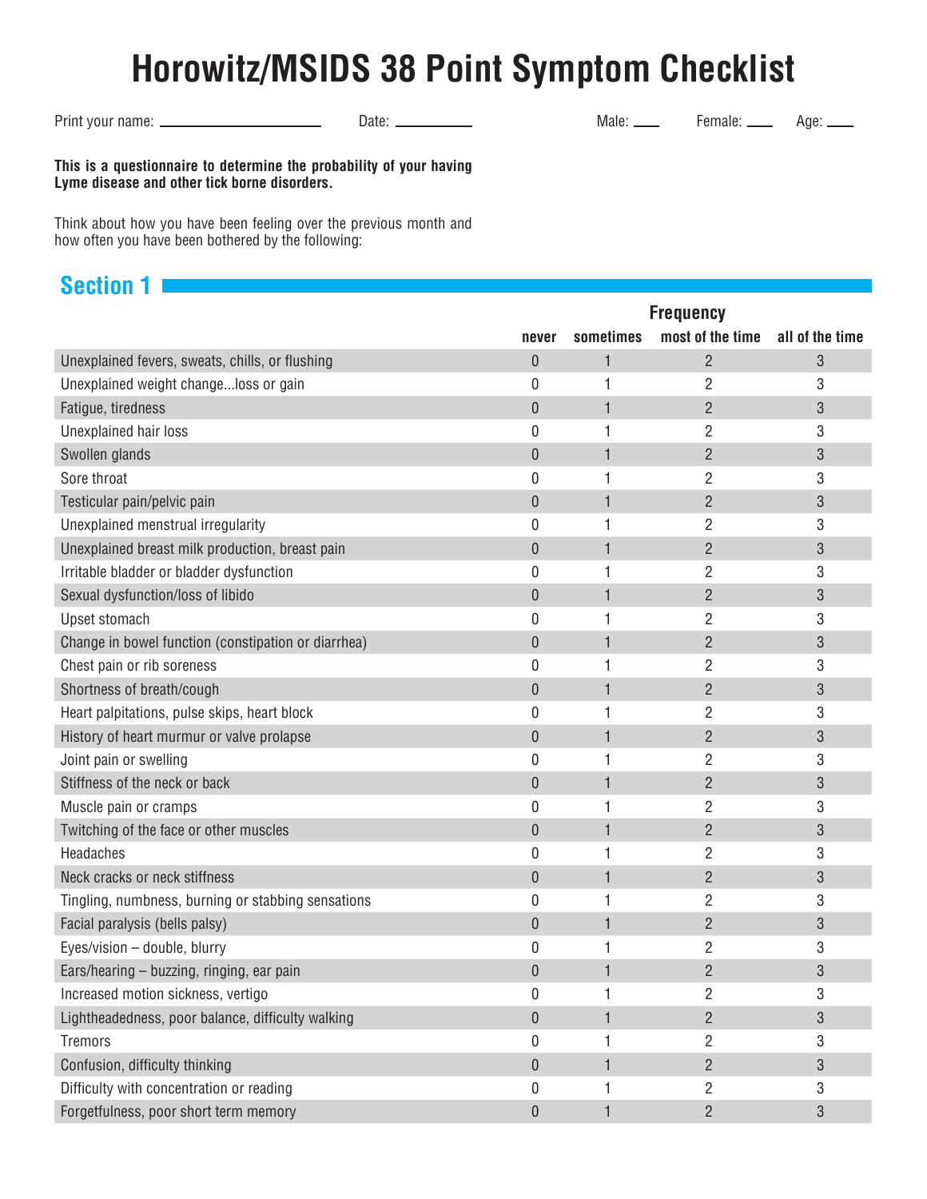# Horowitz/MSIDS 38 Point Symptom Checklist

Print your name: ____________________ Date: __________ Male: ___ Female: ___ Age: ___

**This is a questionnaire to determine the probability of your having Lyme disease and other tick borne disorders.**

Think about how you have been feeling over the previous month and how often you have been bothered by the following:

## Section 1

| | Frequency | | | |
|---|---|---|---|---|
| | never | sometimes | most of the time | all of the time |
| Unexplained fevers, sweats, chills, or flushing | 0 | 1 | 2 | 3 |
| Unexplained weight change...loss or gain | 0 | 1 | 2 | 3 |
| Fatigue, tiredness | 0 | 1 | 2 | 3 |
| Unexplained hair loss | 0 | 1 | 2 | 3 |
| Swollen glands | 0 | 1 | 2 | 3 |
| Sore throat | 0 | 1 | 2 | 3 |
| Testicular pain/pelvic pain | 0 | 1 | 2 | 3 |
| Unexplained menstrual irregularity | 0 | 1 | 2 | 3 |
| Unexplained breast milk production, breast pain | 0 | 1 | 2 | 3 |
| Irritable bladder or bladder dysfunction | 0 | 1 | 2 | 3 |
| Sexual dysfunction/loss of libido | 0 | 1 | 2 | 3 |
| Upset stomach | 0 | 1 | 2 | 3 |
| Change in bowel function (constipation or diarrhea) | 0 | 1 | 2 | 3 |
| Chest pain or rib soreness | 0 | 1 | 2 | 3 |
| Shortness of breath/cough | 0 | 1 | 2 | 3 |
| Heart palpitations, pulse skips, heart block | 0 | 1 | 2 | 3 |
| History of heart murmur or valve prolapse | 0 | 1 | 2 | 3 |
| Joint pain or swelling | 0 | 1 | 2 | 3 |
| Stiffness of the neck or back | 0 | 1 | 2 | 3 |
| Muscle pain or cramps | 0 | 1 | 2 | 3 |
| Twitching of the face or other muscles | 0 | 1 | 2 | 3 |
| Headaches | 0 | 1 | 2 | 3 |
| Neck cracks or neck stiffness | 0 | 1 | 2 | 3 |
| Tingling, numbness, burning or stabbing sensations | 0 | 1 | 2 | 3 |
| Facial paralysis (bells palsy) | 0 | 1 | 2 | 3 |
| Eyes/vision – double, blurry | 0 | 1 | 2 | 3 |
| Ears/hearing – buzzing, ringing, ear pain | 0 | 1 | 2 | 3 |
| Increased motion sickness, vertigo | 0 | 1 | 2 | 3 |
| Lightheadedness, poor balance, difficulty walking | 0 | 1 | 2 | 3 |
| Tremors | 0 | 1 | 2 | 3 |
| Confusion, difficulty thinking | 0 | 1 | 2 | 3 |
| Difficulty with concentration or reading | 0 | 1 | 2 | 3 |
| Forgetfulness, poor short term memory | 0 | 1 | 2 | 3 |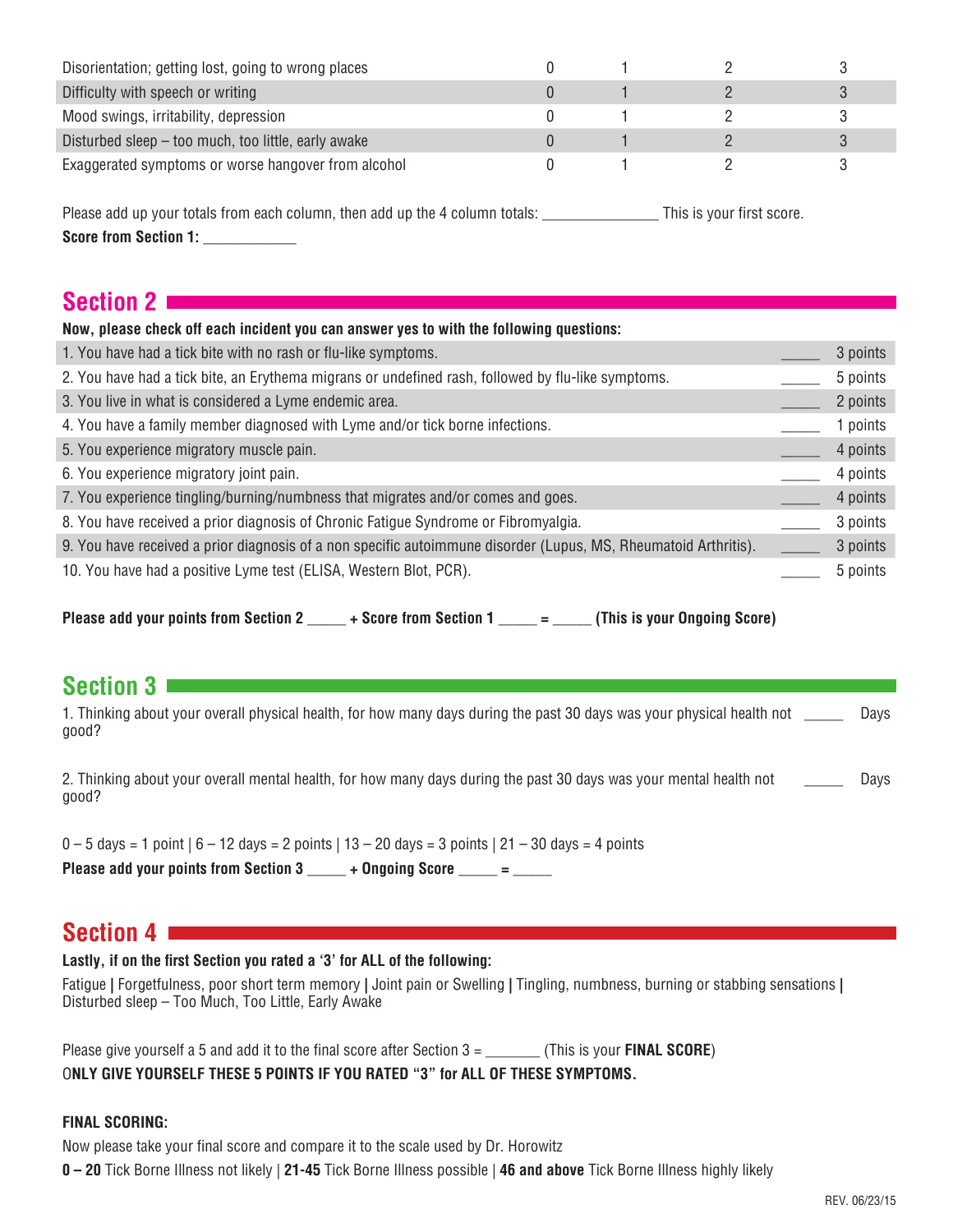| | | | | |
|---|---|---|---|---|
| Disorientation; getting lost, going to wrong places | 0 | 1 | 2 | 3 |
| Difficulty with speech or writing | 0 | 1 | 2 | 3 |
| Mood swings, irritability, depression | 0 | 1 | 2 | 3 |
| Disturbed sleep – too much, too little, early awake | 0 | 1 | 2 | 3 |
| Exaggerated symptoms or worse hangover from alcohol | 0 | 1 | 2 | 3 |

Please add up your totals from each column, then add up the 4 column totals: _______________ This is your first score.

**Score from Section 1:** ____________

## Section 2

**Now, please check off each incident you can answer yes to with the following questions:**

| | | |
|---|---|---|
| 1. You have had a tick bite with no rash or flu-like symptoms. | _____ | 3 points |
| 2. You have had a tick bite, an Erythema migrans or undefined rash, followed by flu-like symptoms. | _____ | 5 points |
| 3. You live in what is considered a Lyme endemic area. | _____ | 2 points |
| 4. You have a family member diagnosed with Lyme and/or tick borne infections. | _____ | 1 points |
| 5. You experience migratory muscle pain. | _____ | 4 points |
| 6. You experience migratory joint pain. | _____ | 4 points |
| 7. You experience tingling/burning/numbness that migrates and/or comes and goes. | _____ | 4 points |
| 8. You have received a prior diagnosis of Chronic Fatigue Syndrome or Fibromyalgia. | _____ | 3 points |
| 9. You have received a prior diagnosis of a non specific autoimmune disorder (Lupus, MS, Rheumatoid Arthritis). | _____ | 3 points |
| 10. You have had a positive Lyme test (ELISA, Western Blot, PCR). | _____ | 5 points |

**Please add your points from Section 2 _____ + Score from Section 1 _____ = _____ (This is your Ongoing Score)**

## Section 3

| | | |
|---|---|---|
| 1. Thinking about your overall physical health, for how many days during the past 30 days was your physical health not good? | _____ | Days |
| 2. Thinking about your overall mental health, for how many days during the past 30 days was your mental health not good? | _____ | Days |

0 – 5 days = 1 point | 6 – 12 days = 2 points | 13 – 20 days = 3 points | 21 – 30 days = 4 points

**Please add your points from Section 3 _____ + Ongoing Score _____ = _____**

## Section 4

**Lastly, if on the first Section you rated a '3' for ALL of the following:**

Fatigue | Forgetfulness, poor short term memory | Joint pain or Swelling | Tingling, numbness, burning or stabbing sensations | Disturbed sleep – Too Much, Too Little, Early Awake

Please give yourself a 5 and add it to the final score after Section 3 = _______ (This is your **FINAL SCORE**)

O**NLY GIVE YOURSELF THESE 5 POINTS IF YOU RATED "3" for ALL OF THESE SYMPTOMS.**

**FINAL SCORING:**

Now please take your final score and compare it to the scale used by Dr. Horowitz

**0 – 20** Tick Borne Illness not likely | **21-45** Tick Borne Illness possible | **46 and above** Tick Borne Illness highly likely

REV. 06/23/15